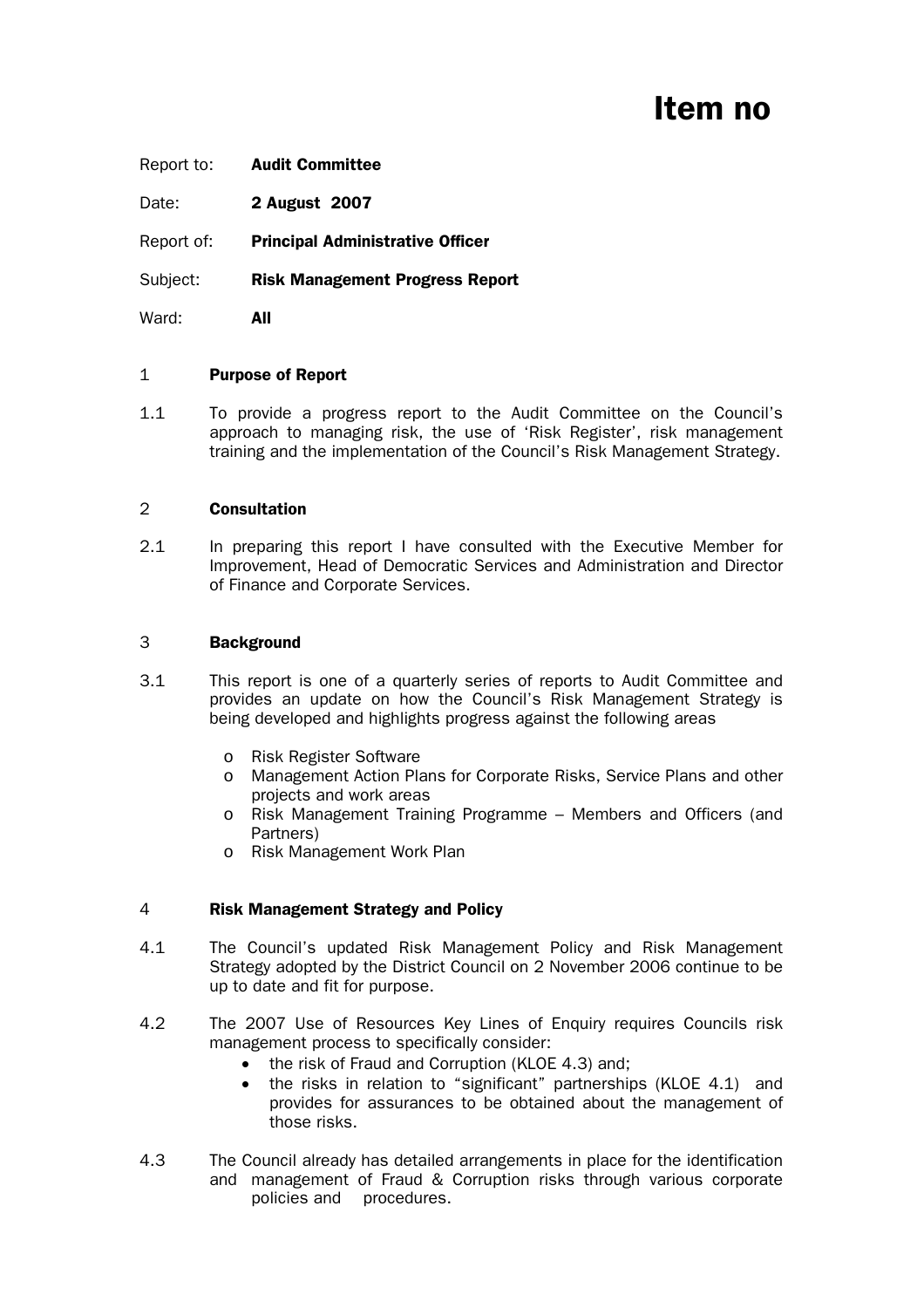# Item no

Report to: **Audit Committee**

Date: **2 August 2007**

Report of: **Principal Administrative Officer**

Subject: **Risk Management Progress Report**

Ward: **All**

## 1 Purpose of Report

1.1 To provide a progress report to the Audit Committee on the Council's approach to managing risk, the use of 'Risk Register', risk management training and the implementation of the Council's Risk Management Strategy.

## 2 Consultation

2.1 In preparing this report I have consulted with the Executive Member for Improvement, Head of Democratic Services and Administration and Director of Finance and Corporate Services.

## 3 Background

3.1 This report is one of a quarterly series of reports to Audit Committee and provides an update on how the Council's Risk Management Strategy is being developed and highlights progress against the following areas

- Risk Register Software
- Management Action Plans for Corporate Risks, Service Plans and other projects and work areas
- Risk Management Training Programme – Members and Officers (and Partners)
- Risk Management Work Plan

## 4 Risk Management Strategy and Policy

4.1 The Council's updated Risk Management Policy and Risk Management Strategy adopted by the District Council on 2 November 2006 continue to be up to date and fit for purpose.

4.2 The 2007 Use of Resources Key Lines of Enquiry requires Councils risk management process to specifically consider:

- the risk of Fraud and Corruption (KLOE 4.3) and;
- the risks in relation to "significant" partnerships (KLOE 4.1) and provides for assurances to be obtained about the management of those risks.

4.3 The Council already has detailed arrangements in place for the identification and management of Fraud & Corruption risks through various corporate policies and procedures.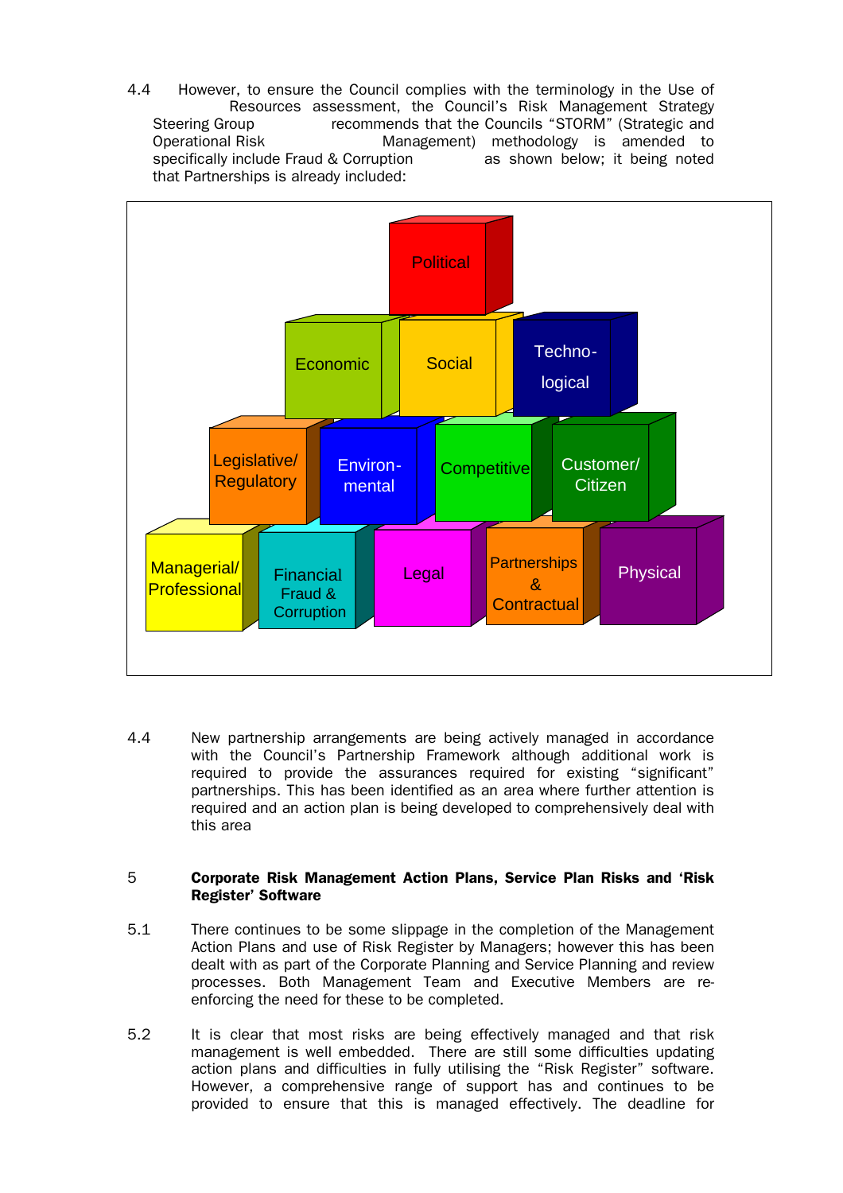4.4 However, to ensure the Council complies with the terminology in the Use of Resources assessment, the Council's Risk Management Strategy Steering Group recommends that the Councils "STORM" (Strategic and Operational Risk Management) methodology is amended to specifically include Fraud & Corruption as shown below; it being noted that Partnerships is already included:

Political

Economic | Social | Techno-logical

Legislative/ Regulatory | Environ-mental | Competitive | Customer/ Citizen

Managerial/ Professional | Financial Fraud & Corruption | Legal | Partnerships & Contractual | Physical

4.4 New partnership arrangements are being actively managed in accordance with the Council's Partnership Framework although additional work is required to provide the assurances required for existing "significant" partnerships. This has been identified as an area where further attention is required and an action plan is being developed to comprehensively deal with this area

## 5 Corporate Risk Management Action Plans, Service Plan Risks and 'Risk Register' Software

5.1 There continues to be some slippage in the completion of the Management Action Plans and use of Risk Register by Managers; however this has been dealt with as part of the Corporate Planning and Service Planning and review processes. Both Management Team and Executive Members are re-enforcing the need for these to be completed.

5.2 It is clear that most risks are being effectively managed and that risk management is well embedded. There are still some difficulties updating action plans and difficulties in fully utilising the "Risk Register" software. However, a comprehensive range of support has and continues to be provided to ensure that this is managed effectively. The deadline for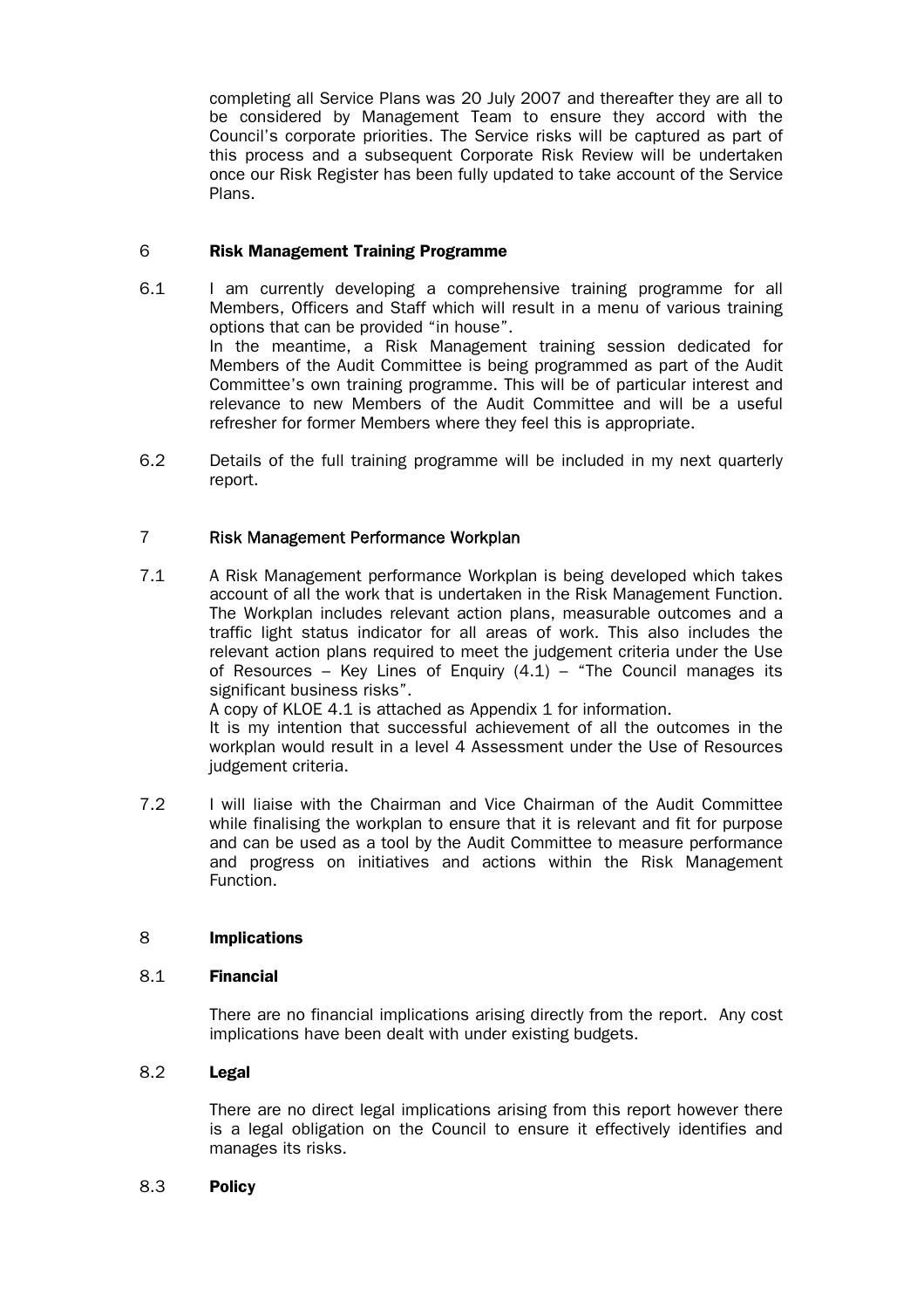completing all Service Plans was 20 July 2007 and thereafter they are all to be considered by Management Team to ensure they accord with the Council's corporate priorities. The Service risks will be captured as part of this process and a subsequent Corporate Risk Review will be undertaken once our Risk Register has been fully updated to take account of the Service Plans.

## 6 Risk Management Training Programme

6.1 I am currently developing a comprehensive training programme for all Members, Officers and Staff which will result in a menu of various training options that can be provided "in house".
In the meantime, a Risk Management training session dedicated for Members of the Audit Committee is being programmed as part of the Audit Committee's own training programme. This will be of particular interest and relevance to new Members of the Audit Committee and will be a useful refresher for former Members where they feel this is appropriate.

6.2 Details of the full training programme will be included in my next quarterly report.

## 7 Risk Management Performance Workplan

7.1 A Risk Management performance Workplan is being developed which takes account of all the work that is undertaken in the Risk Management Function. The Workplan includes relevant action plans, measurable outcomes and a traffic light status indicator for all areas of work. This also includes the relevant action plans required to meet the judgement criteria under the Use of Resources – Key Lines of Enquiry (4.1) – "The Council manages its significant business risks".
A copy of KLOE 4.1 is attached as Appendix 1 for information.
It is my intention that successful achievement of all the outcomes in the workplan would result in a level 4 Assessment under the Use of Resources judgement criteria.

7.2 I will liaise with the Chairman and Vice Chairman of the Audit Committee while finalising the workplan to ensure that it is relevant and fit for purpose and can be used as a tool by the Audit Committee to measure performance and progress on initiatives and actions within the Risk Management Function.

## 8 Implications

### 8.1 Financial

There are no financial implications arising directly from the report. Any cost implications have been dealt with under existing budgets.

### 8.2 Legal

There are no direct legal implications arising from this report however there is a legal obligation on the Council to ensure it effectively identifies and manages its risks.

### 8.3 Policy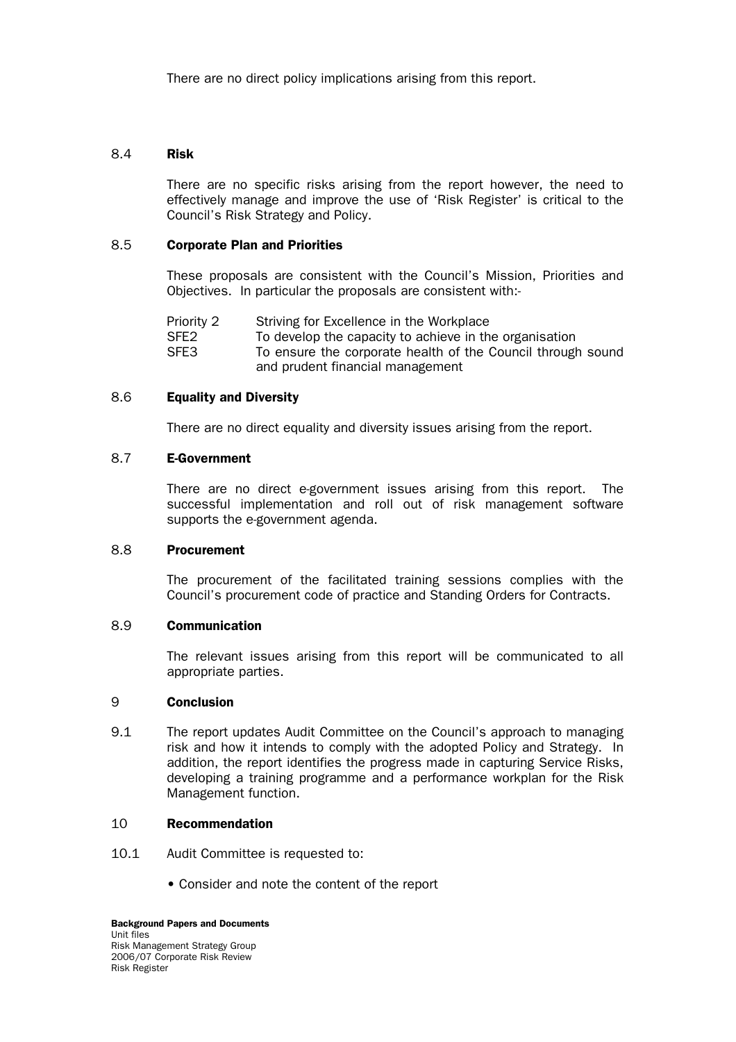There are no direct policy implications arising from this report.

## 8.4 Risk

There are no specific risks arising from the report however, the need to effectively manage and improve the use of 'Risk Register' is critical to the Council's Risk Strategy and Policy.

## 8.5 Corporate Plan and Priorities

These proposals are consistent with the Council's Mission, Priorities and Objectives. In particular the proposals are consistent with:-

| | |
|---|---|
| Priority 2 | Striving for Excellence in the Workplace |
| SFE2 | To develop the capacity to achieve in the organisation |
| SFE3 | To ensure the corporate health of the Council through sound and prudent financial management |

## 8.6 Equality and Diversity

There are no direct equality and diversity issues arising from the report.

## 8.7 E-Government

There are no direct e-government issues arising from this report. The successful implementation and roll out of risk management software supports the e-government agenda.

## 8.8 Procurement

The procurement of the facilitated training sessions complies with the Council's procurement code of practice and Standing Orders for Contracts.

## 8.9 Communication

The relevant issues arising from this report will be communicated to all appropriate parties.

# 9 Conclusion

9.1 The report updates Audit Committee on the Council's approach to managing risk and how it intends to comply with the adopted Policy and Strategy. In addition, the report identifies the progress made in capturing Service Risks, developing a training programme and a performance workplan for the Risk Management function.

# 10 Recommendation

10.1 Audit Committee is requested to:

- Consider and note the content of the report

**Background Papers and Documents**
Unit files
Risk Management Strategy Group
2006/07 Corporate Risk Review
Risk Register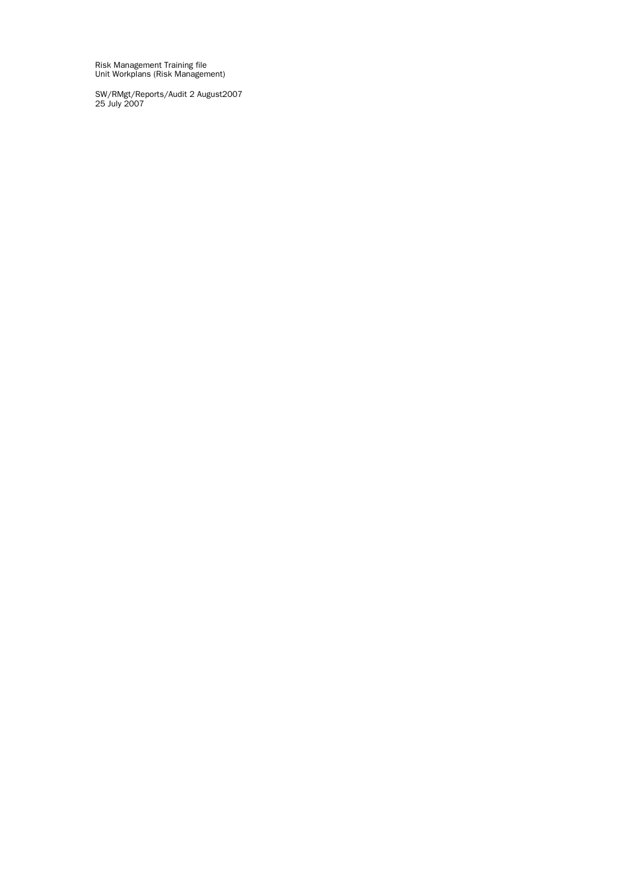Risk Management Training file
Unit Workplans (Risk Management)

SW/RMgt/Reports/Audit 2 August2007
25 July 2007